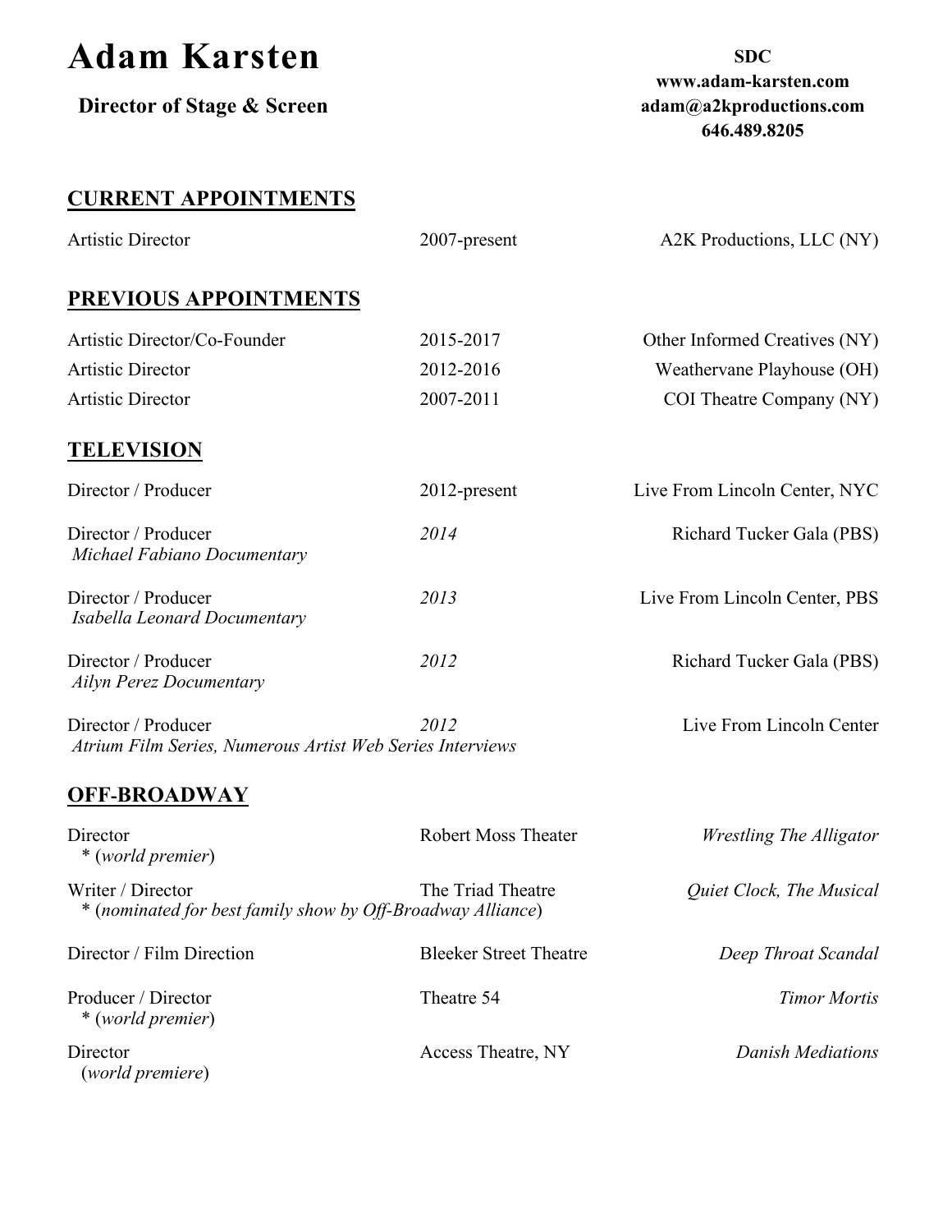# Adam Karsten

**Director of Stage & Screen**

**SDC**
**www.adam-karsten.com**
**adam@a2kproductions.com**
**646.489.8205**

## CURRENT APPOINTMENTS

| | | |
|---|---|---|
| Artistic Director | 2007-present | A2K Productions, LLC (NY) |

## PREVIOUS APPOINTMENTS

| | | |
|---|---|---|
| Artistic Director/Co-Founder | 2015-2017 | Other Informed Creatives (NY) |
| Artistic Director | 2012-2016 | Weathervane Playhouse (OH) |
| Artistic Director | 2007-2011 | COI Theatre Company (NY) |

## TELEVISION

| | | |
|---|---|---|
| Director / Producer | 2012-present | Live From Lincoln Center, NYC |
| Director / Producer<br>*Michael Fabiano Documentary* | *2014* | Richard Tucker Gala (PBS) |
| Director / Producer<br>*Isabella Leonard Documentary* | *2013* | Live From Lincoln Center, PBS |
| Director / Producer<br>*Ailyn Perez Documentary* | *2012* | Richard Tucker Gala (PBS) |
| Director / Producer<br>*Atrium Film Series, Numerous Artist Web Series Interviews* | *2012* | Live From Lincoln Center |

## OFF-BROADWAY

| | | |
|---|---|---|
| Director<br>* (*world premier*) | Robert Moss Theater | *Wrestling The Alligator* |
| Writer / Director<br>* (*nominated for best family show by Off-Broadway Alliance*) | The Triad Theatre | *Quiet Clock, The Musical* |
| Director / Film Direction | Bleeker Street Theatre | *Deep Throat Scandal* |
| Producer / Director<br>* (*world premier*) | Theatre 54 | *Timor Mortis* |
| Director<br>(*world premiere*) | Access Theatre, NY | *Danish Mediations* |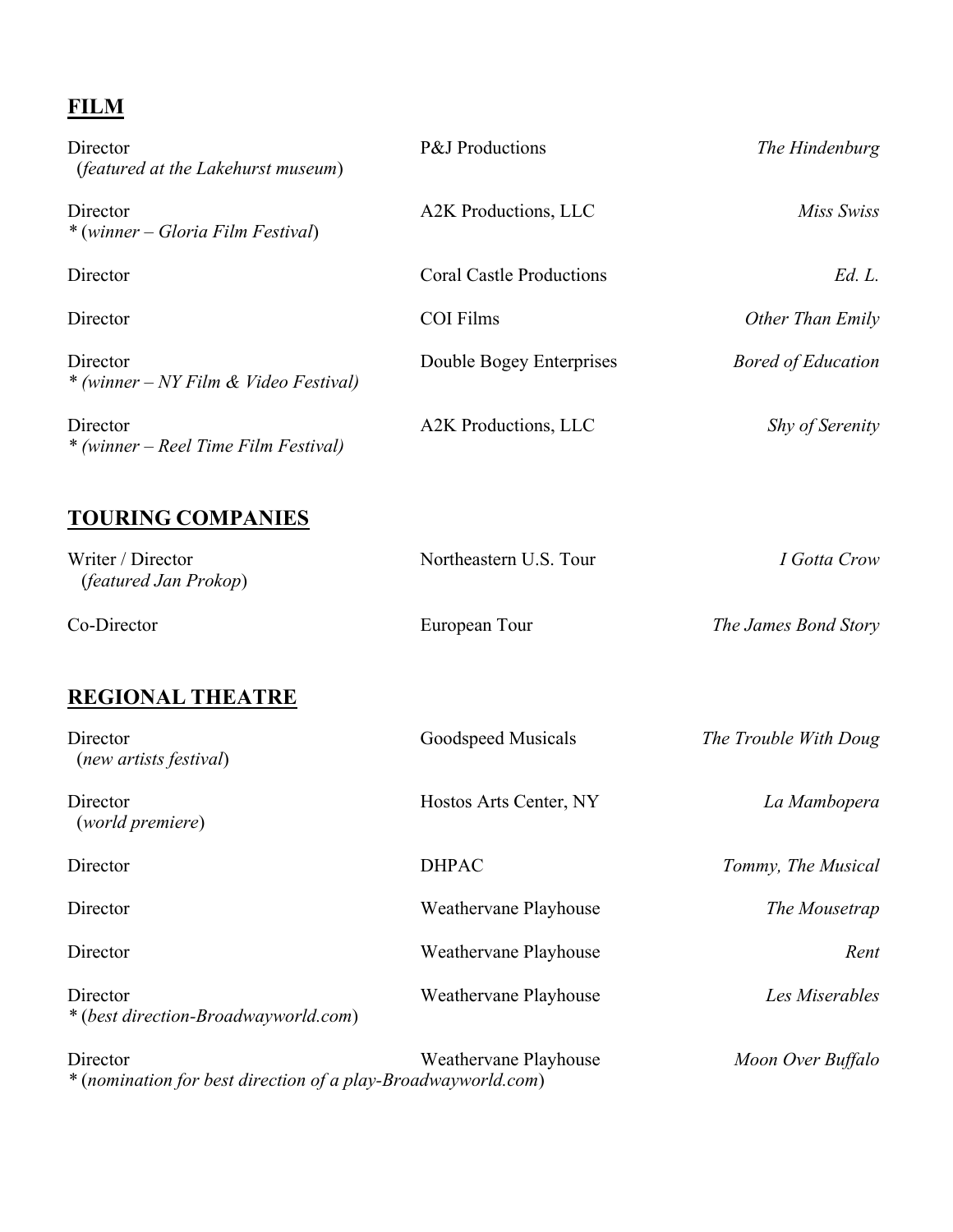## FILM

| | | |
|---|---|---|
| Director<br>(*featured at the Lakehurst museum*) | P&J Productions | *The Hindenburg* |
| Director<br>* (*winner – Gloria Film Festival*) | A2K Productions, LLC | *Miss Swiss* |
| Director | Coral Castle Productions | *Ed. L.* |
| Director | COI Films | *Other Than Emily* |
| Director<br>* *(winner – NY Film & Video Festival)* | Double Bogey Enterprises | *Bored of Education* |
| Director<br>* *(winner – Reel Time Film Festival)* | A2K Productions, LLC | *Shy of Serenity* |

## TOURING COMPANIES

| | | |
|---|---|---|
| Writer / Director<br>(*featured Jan Prokop*) | Northeastern U.S. Tour | *I Gotta Crow* |
| Co-Director | European Tour | *The James Bond Story* |

## REGIONAL THEATRE

| | | |
|---|---|---|
| Director<br>(*new artists festival*) | Goodspeed Musicals | *The Trouble With Doug* |
| Director<br>(*world premiere*) | Hostos Arts Center, NY | *La Mambopera* |
| Director | DHPAC | *Tommy, The Musical* |
| Director | Weathervane Playhouse | *The Mousetrap* |
| Director | Weathervane Playhouse | *Rent* |
| Director<br>* (*best direction-Broadwayworld.com*) | Weathervane Playhouse | *Les Miserables* |
| Director<br>* (*nomination for best direction of a play-Broadwayworld.com*) | Weathervane Playhouse | *Moon Over Buffalo* |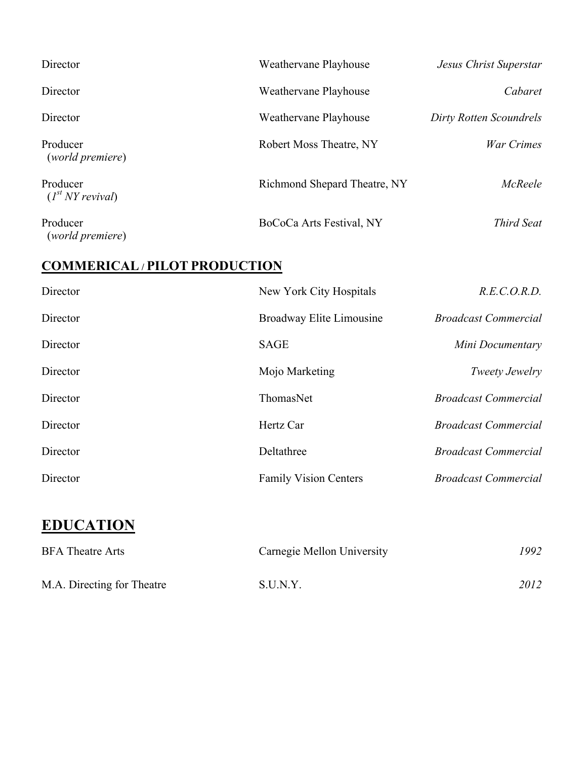| | | |
|---|---|---|
| Director | Weathervane Playhouse | *Jesus Christ Superstar* |
| Director | Weathervane Playhouse | *Cabaret* |
| Director | Weathervane Playhouse | *Dirty Rotten Scoundrels* |
| Producer (*world premiere*) | Robert Moss Theatre, NY | *War Crimes* |
| Producer (*1st NY revival*) | Richmond Shepard Theatre, NY | *McReele* |
| Producer (*world premiere*) | BoCoCa Arts Festival, NY | *Third Seat* |

## COMMERICAL / PILOT PRODUCTION

| | | |
|---|---|---|
| Director | New York City Hospitals | *R.E.C.O.R.D.* |
| Director | Broadway Elite Limousine | *Broadcast Commercial* |
| Director | SAGE | *Mini Documentary* |
| Director | Mojo Marketing | *Tweety Jewelry* |
| Director | ThomasNet | *Broadcast Commercial* |
| Director | Hertz Car | *Broadcast Commercial* |
| Director | Deltathree | *Broadcast Commercial* |
| Director | Family Vision Centers | *Broadcast Commercial* |

# EDUCATION

| | | |
|---|---|---|
| BFA Theatre Arts | Carnegie Mellon University | *1992* |
| M.A. Directing for Theatre | S.U.N.Y. | *2012* |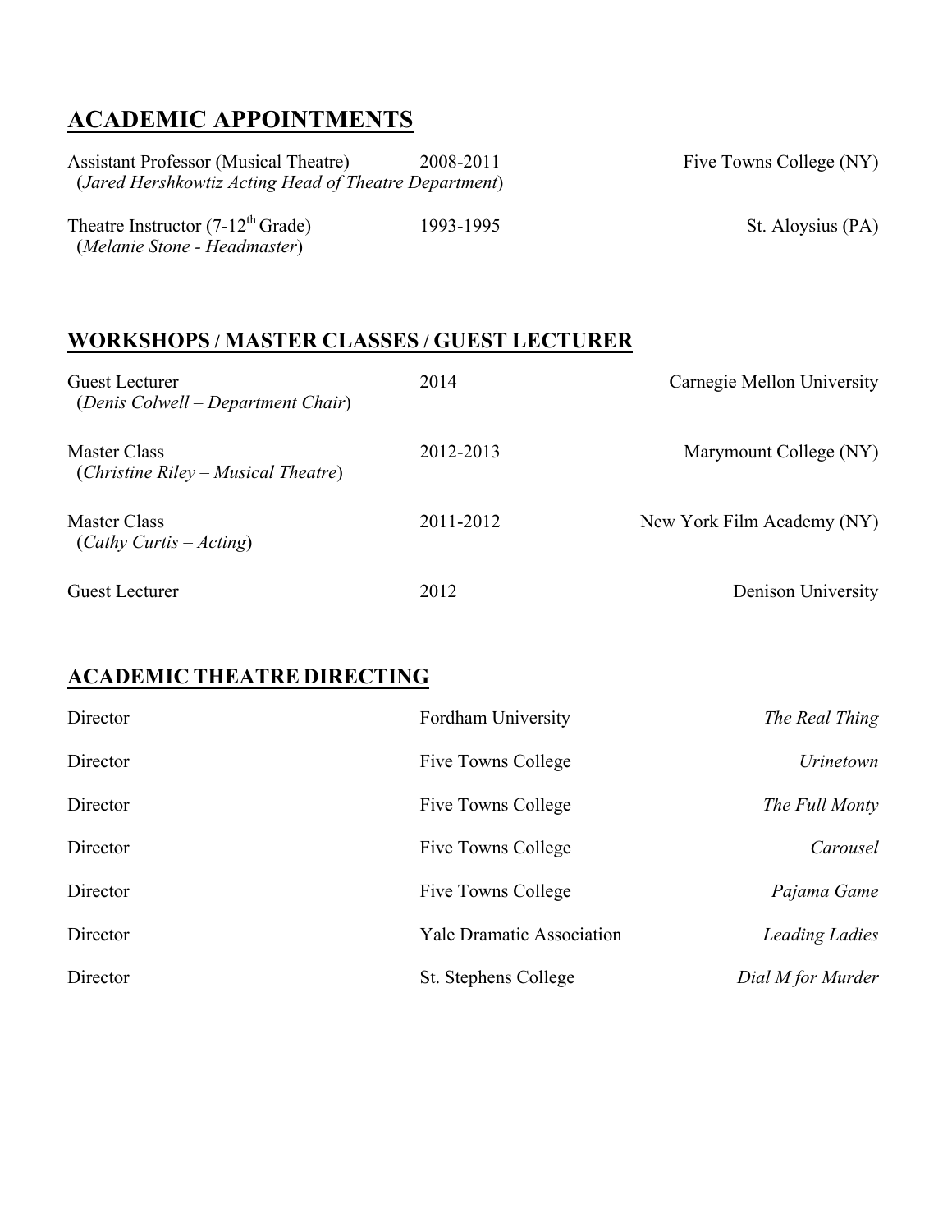## ACADEMIC APPOINTMENTS

| | | |
|---|---|---|
| Assistant Professor (Musical Theatre)<br>(*Jared Hershkowtiz Acting Head of Theatre Department*) | 2008-2011 | Five Towns College (NY) |
| Theatre Instructor (7-12th Grade)<br>(*Melanie Stone - Headmaster*) | 1993-1995 | St. Aloysius (PA) |

## WORKSHOPS / MASTER CLASSES / GUEST LECTURER

| | | |
|---|---|---|
| Guest Lecturer<br>(*Denis Colwell – Department Chair*) | 2014 | Carnegie Mellon University |
| Master Class<br>(*Christine Riley – Musical Theatre*) | 2012-2013 | Marymount College (NY) |
| Master Class<br>(*Cathy Curtis – Acting*) | 2011-2012 | New York Film Academy (NY) |
| Guest Lecturer | 2012 | Denison University |

## ACADEMIC THEATRE DIRECTING

| | | |
|---|---|---|
| Director | Fordham University | *The Real Thing* |
| Director | Five Towns College | *Urinetown* |
| Director | Five Towns College | *The Full Monty* |
| Director | Five Towns College | *Carousel* |
| Director | Five Towns College | *Pajama Game* |
| Director | Yale Dramatic Association | *Leading Ladies* |
| Director | St. Stephens College | *Dial M for Murder* |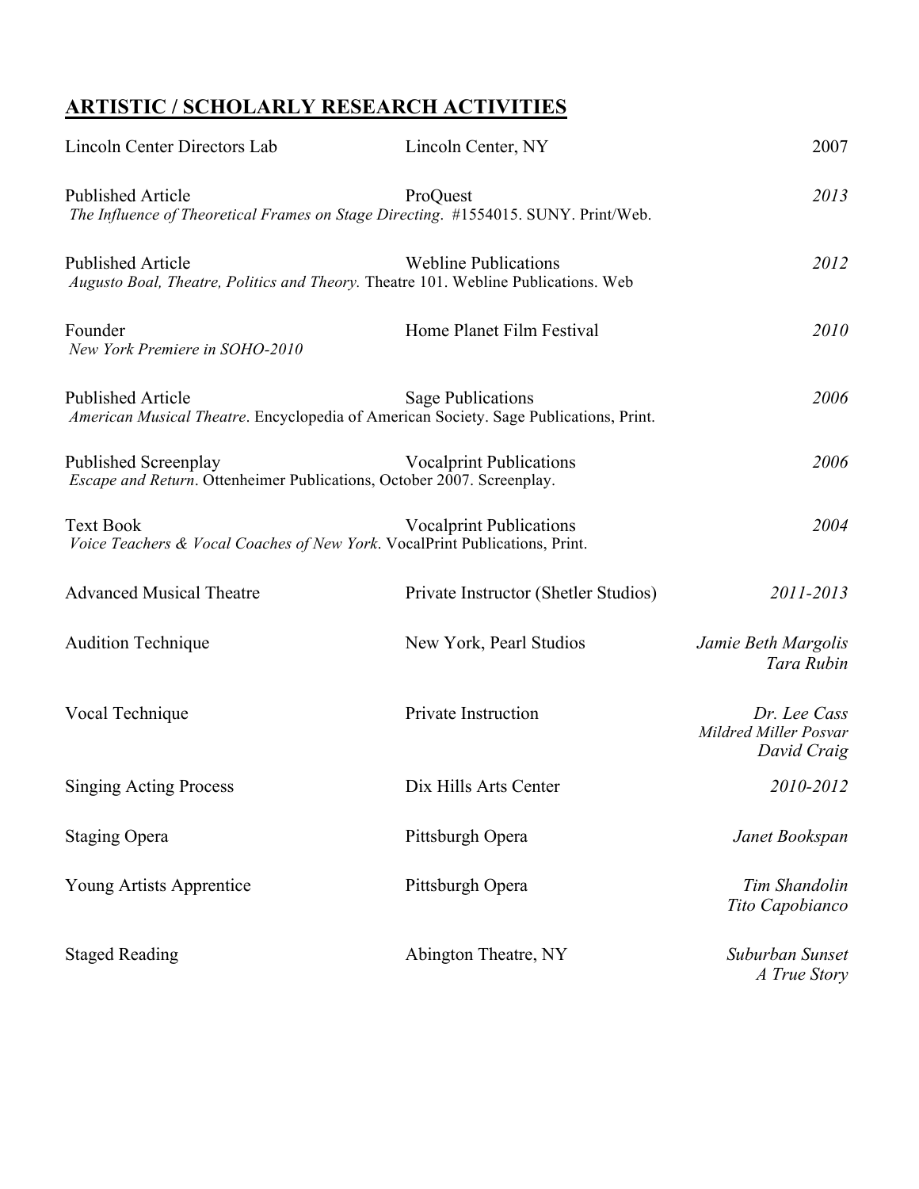## ARTISTIC / SCHOLARLY RESEARCH ACTIVITIES

| | | |
|---|---|---|
| Lincoln Center Directors Lab | Lincoln Center, NY | 2007 |
| Published Article<br>*The Influence of Theoretical Frames on Stage Directing*. #1554015. SUNY. Print/Web. | ProQuest | *2013* |
| Published Article<br>*Augusto Boal, Theatre, Politics and Theory.* Theatre 101. Webline Publications. Web | Webline Publications | *2012* |
| Founder<br>*New York Premiere in SOHO-2010* | Home Planet Film Festival | *2010* |
| Published Article<br>*American Musical Theatre*. Encyclopedia of American Society. Sage Publications, Print. | Sage Publications | *2006* |
| Published Screenplay<br>*Escape and Return*. Ottenheimer Publications, October 2007. Screenplay. | Vocalprint Publications | *2006* |
| Text Book<br>*Voice Teachers & Vocal Coaches of New York*. VocalPrint Publications, Print. | Vocalprint Publications | *2004* |
| Advanced Musical Theatre | Private Instructor (Shetler Studios) | *2011-2013* |
| Audition Technique | New York, Pearl Studios | *Jamie Beth Margolis*<br>*Tara Rubin* |
| Vocal Technique | Private Instruction | *Dr. Lee Cass*<br>*Mildred Miller Posvar*<br>*David Craig* |
| Singing Acting Process | Dix Hills Arts Center | *2010-2012* |
| Staging Opera | Pittsburgh Opera | *Janet Bookspan* |
| Young Artists Apprentice | Pittsburgh Opera | *Tim Shandolin*<br>*Tito Capobianco* |
| Staged Reading | Abington Theatre, NY | *Suburban Sunset*<br>*A True Story* |